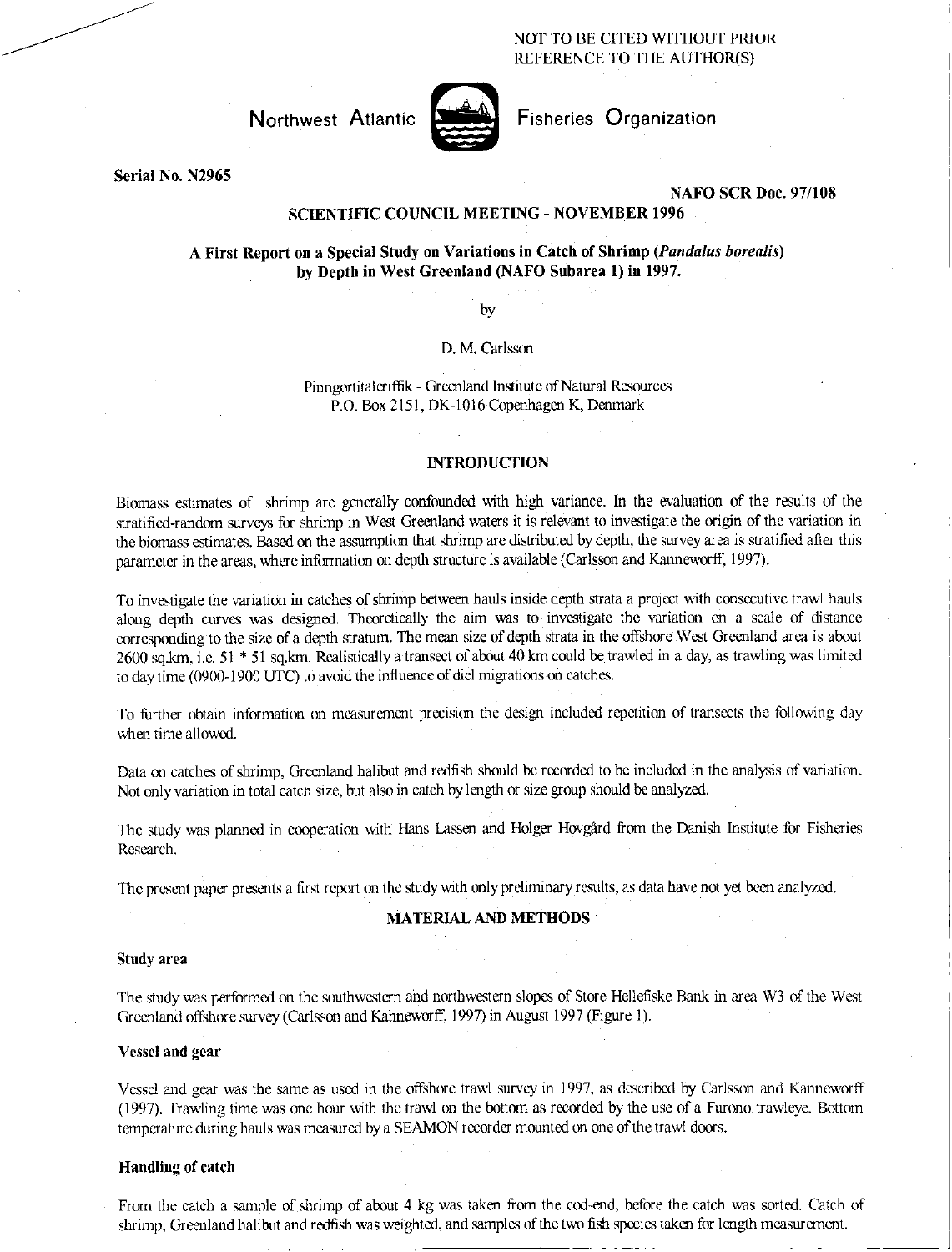NOT TO BE CITED WITHOUT PRIOR REFERENCE TO THE AUTHOR(S)

Northwest Atlantic Fisheries Organization

**Serial No. N2965**

**NAFO SCR Doc. 97/108**

**SCIENTIFIC COUNCIL MEETING - NOVEMBER 1996**

# A First Report on a Special Study on Variations in Catch of Shrimp (*Pandalus borealis*) by Depth in West Greenland (NAFO Subarea 1) in 1997.

by

D. M. Carlsson

Pinngortitaleriffik - Greenland Institute of Natural Resources
P.O. Box 2151, DK-1016 Copenhagen K, Denmark

## INTRODUCTION

Biomass estimates of shrimp are generally confounded with high variance. In the evaluation of the results of the stratified-random surveys for shrimp in West Greenland waters it is relevant to investigate the origin of the variation in the biomass estimates. Based on the assumption that shrimp are distributed by depth, the survey area is stratified after this parameter in the areas, where information on depth structure is available (Carlsson and Kanneworff, 1997).

To investigate the variation in catches of shrimp between hauls inside depth strata a project with consecutive trawl hauls along depth curves was designed. Theoretically the aim was to investigate the variation on a scale of distance corresponding to the size of a depth stratum. The mean size of depth strata in the offshore West Greenland area is about 2600 sq.km, i.e. 51 * 51 sq.km. Realistically a transect of about 40 km could be trawled in a day, as trawling was limited to day time (0900-1900 UTC) to avoid the influence of diel migrations on catches.

To further obtain information on measurement precision the design included repetition of transects the following day when time allowed.

Data on catches of shrimp, Greenland halibut and redfish should be recorded to be included in the analysis of variation. Not only variation in total catch size, but also in catch by length or size group should be analyzed.

The study was planned in cooperation with Hans Lassen and Holger Hovgård from the Danish Institute for Fisheries Research.

The present paper presents a first report on the study with only preliminary results, as data have not yet been analyzed.

## MATERIAL AND METHODS

### Study area

The study was performed on the southwestern and northwestern slopes of Store Hellefiske Bank in area W3 of the West Greenland offshore survey (Carlsson and Kanneworff, 1997) in August 1997 (Figure 1).

### Vessel and gear

Vessel and gear was the same as used in the offshore trawl survey in 1997, as described by Carlsson and Kanneworff (1997). Trawling time was one hour with the trawl on the bottom as recorded by the use of a Furono trawleye. Bottom temperature during hauls was measured by a SEAMON recorder mounted on one of the trawl doors.

### Handling of catch

From the catch a sample of shrimp of about 4 kg was taken from the cod-end, before the catch was sorted. Catch of shrimp, Greenland halibut and redfish was weighted, and samples of the two fish species taken for length measurement.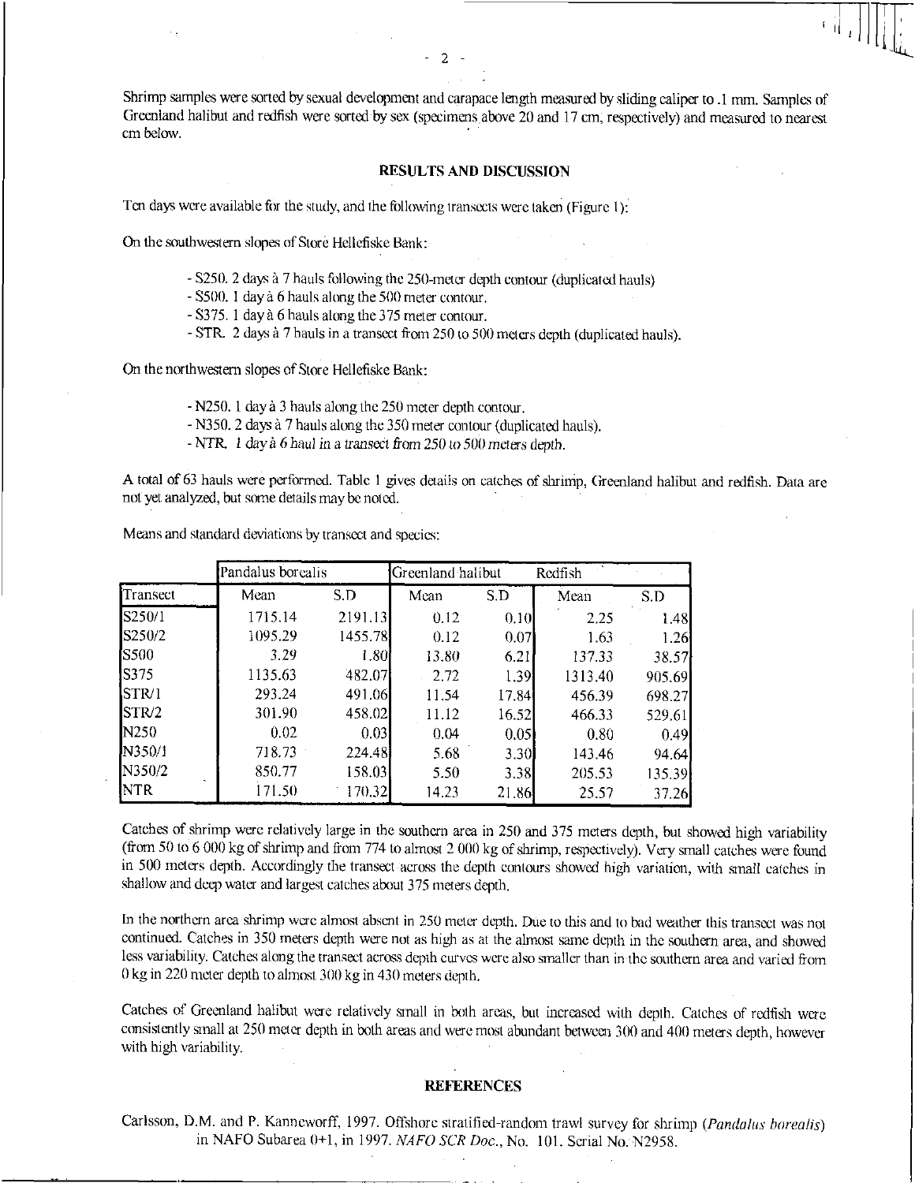Shrimp samples were sorted by sexual development and carapace length measured by sliding caliper to .1 mm. Samples of Greenland halibut and redfish were sorted by sex (specimens above 20 and 17 cm, respectively) and measured to nearest cm below.

## RESULTS AND DISCUSSION

Ten days were available for the study, and the following transects were taken (Figure 1):

On the southwestern slopes of Store Hellefiske Bank:

- S250. 2 days à 7 hauls following the 250-meter depth contour (duplicated hauls)
- S500. 1 day à 6 hauls along the 500 meter contour.
- S375. 1 day à 6 hauls along the 375 meter contour.
- STR. 2 days à 7 hauls in a transect from 250 to 500 meters depth (duplicated hauls).

On the northwestern slopes of Store Hellefiske Bank:

- N250. 1 day à 3 hauls along the 250 meter depth contour.
- N350. 2 days à 7 hauls along the 350 meter contour (duplicated hauls).
- NTR. *1 day à 6 haul in a transect from 250 to 500 meters depth.*

A total of 63 hauls were performed. Table 1 gives details on catches of shrimp, Greenland halibut and redfish. Data are not yet analyzed, but some details may be noted.

Means and standard deviations by transect and species:

| | Pandalus borealis | | Greenland halibut | | Redfish | |
|---|---|---|---|---|---|---|
| Transect | Mean | S.D | Mean | S.D | Mean | S.D |
| S250/1 | 1715.14 | 2191.13 | 0.12 | 0.10 | 2.25 | 1.48 |
| S250/2 | 1095.29 | 1455.78 | 0.12 | 0.07 | 1.63 | 1.26 |
| S500 | 3.29 | 1.80 | 13.80 | 6.21 | 137.33 | 38.57 |
| S375 | 1135.63 | 482.07 | 2.72 | 1.39 | 1313.40 | 905.69 |
| STR/1 | 293.24 | 491.06 | 11.54 | 17.84 | 456.39 | 698.27 |
| STR/2 | 301.90 | 458.02 | 11.12 | 16.52 | 466.33 | 529.61 |
| N250 | 0.02 | 0.03 | 0.04 | 0.05 | 0.80 | 0.49 |
| N350/1 | 718.73 | 224.48 | 5.68 | 3.30 | 143.46 | 94.64 |
| N350/2 | 850.77 | 158.03 | 5.50 | 3.38 | 205.53 | 135.39 |
| NTR | 171.50 | 170.32 | 14.23 | 21.86 | 25.57 | 37.26 |

Catches of shrimp were relatively large in the southern area in 250 and 375 meters depth, but showed high variability (from 50 to 6 000 kg of shrimp and from 774 to almost 2 000 kg of shrimp, respectively). Very small catches were found in 500 meters depth. Accordingly the transect across the depth contours showed high variation, with small catches in shallow and deep water and largest catches about 375 meters depth.

In the northern area shrimp were almost absent in 250 meter depth. Due to this and to bad weather this transect was not continued. Catches in 350 meters depth were not as high as at the almost same depth in the southern area, and showed less variability. Catches along the transect across depth curves were also smaller than in the southern area and varied from 0 kg in 220 meter depth to almost 300 kg in 430 meters depth.

Catches of Greenland halibut were relatively small in both areas, but increased with depth. Catches of redfish were consistently small at 250 meter depth in both areas and were most abundant between 300 and 400 meters depth, however with high variability.

## REFERENCES

Carlsson, D.M. and P. Kanneworff, 1997. Offshore stratified-random trawl survey for shrimp (*Pandalus borealis*) in NAFO Subarea 0+1, in 1997. *NAFO SCR Doc.*, No. 101. Serial No. N2958.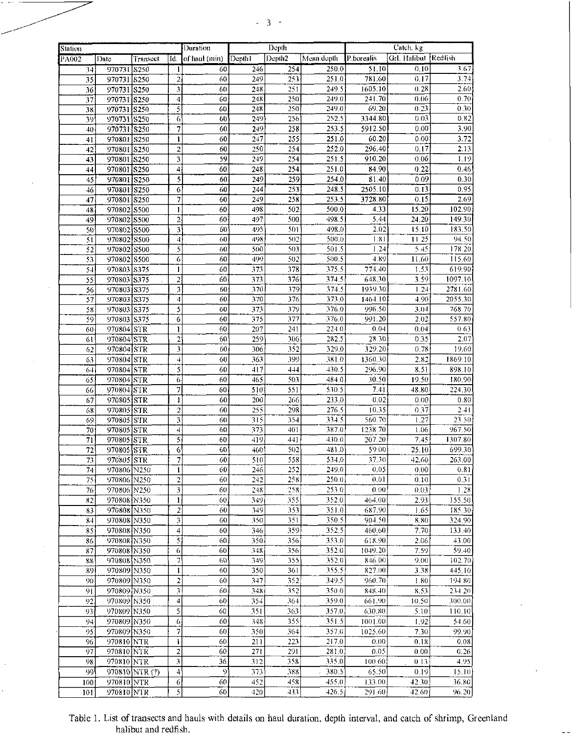| Station | | | | Duration | Depth | | | Catch, kg | | |
|---|---|---|---|---|---|---|---|---|---|---|
| PA002 | Date | Transect | Id. | of haul (min) | Depth1 | Depth2 | Mean depth | P.borealis | Grl. Halibut | Redfish |
| 34 | 970731 | S250 | 1 | 60 | 246 | 254 | 250.0 | 51.10 | 0.10 | 3.67 |
| 35 | 970731 | S250 | 2 | 60 | 249 | 253 | 251.0 | 781.60 | 0.17 | 3.74 |
| 36 | 970731 | S250 | 3 | 60 | 248 | 251 | 249.5 | 1605.10 | 0.28 | 2.60 |
| 37 | 970731 | S250 | 4 | 60 | 248 | 250 | 249.0 | 241.70 | 0.06 | 0.70 |
| 38 | 970731 | S250 | 5 | 60 | 248 | 250 | 249.0 | 69.20 | 0.23 | 0.30 |
| 39 | 970731 | S250 | 6 | 60 | 249 | 256 | 252.5 | 3344.80 | 0.03 | 0.82 |
| 40 | 970731 | S250 | 7 | 60 | 249 | 258 | 253.5 | 5912.50 | 0.00 | 3.90 |
| 41 | 970801 | S250 | 1 | 60 | 247 | 255 | 251.0 | 60.20 | 0.00 | 3.72 |
| 42 | 970801 | S250 | 2 | 60 | 250 | 254 | 252.0 | 296.40 | 0.17 | 2.13 |
| 43 | 970801 | S250 | 3 | 59 | 249 | 254 | 251.5 | 910.20 | 0.06 | 1.19 |
| 44 | 970801 | S250 | 4 | 60 | 248 | 254 | 251.0 | 84.90 | 0.22 | 0.46 |
| 45 | 970801 | S250 | 5 | 60 | 249 | 259 | 254.0 | 81.40 | 0.09 | 0.30 |
| 46 | 970801 | S250 | 6 | 60 | 244 | 253 | 248.5 | 2505.10 | 0.13 | 0.95 |
| 47 | 970801 | S250 | 7 | 60 | 249 | 258 | 253.5 | 3728.80 | 0.15 | 2.69 |
| 48 | 970802 | S500 | 1 | 60 | 498 | 502 | 500.0 | 4.33 | 15.20 | 102.90 |
| 49 | 970802 | S500 | 2 | 60 | 497 | 500 | 498.5 | 5.44 | 24.20 | 149.30 |
| 50 | 970802 | S500 | 3 | 60 | 495 | 501 | 498.0 | 2.02 | 15.10 | 183.50 |
| 51 | 970802 | S500 | 4 | 60 | 498 | 502 | 500.0 | 1.81 | 11.25 | 94.50 |
| 52 | 970802 | S500 | 5 | 60 | 500 | 503 | 501.5 | 1.24 | 5.45 | 178.20 |
| 53 | 970802 | S500 | 6 | 60 | 499 | 502 | 500.5 | 4.89 | 11.60 | 115.60 |
| 54 | 970803 | S375 | 1 | 60 | 373 | 378 | 375.5 | 774.40 | 1.53 | 619.90 |
| 55 | 970803 | S375 | 2 | 60 | 373 | 376 | 374.5 | 648.30 | 3.59 | 1097.10 |
| 56 | 970803 | S375 | 3 | 60 | 370 | 379 | 374.5 | 1939.30 | 1.24 | 2781.60 |
| 57 | 970803 | S375 | 4 | 60 | 370 | 376 | 373.0 | 1464.10 | 4.90 | 2055.30 |
| 58 | 970803 | S375 | 5 | 60 | 373 | 379 | 376.0 | 996.50 | 3.04 | 768.70 |
| 59 | 970803 | S375 | 6 | 60 | 375 | 377 | 376.0 | 991.20 | 2.02 | 557.80 |
| 60 | 970804 | STR | 1 | 60 | 207 | 241 | 224.0 | 0.04 | 0.04 | 0.63 |
| 61 | 970804 | STR | 2 | 60 | 259 | 306 | 282.5 | 28.30 | 0.35 | 2.07 |
| 62 | 970804 | STR | 3 | 60 | 306 | 352 | 329.0 | 329.20 | 0.78 | 19.60 |
| 63 | 970804 | STR | 4 | 60 | 363 | 399 | 381.0 | 1360.30 | 2.82 | 1869.10 |
| 64 | 970804 | STR | 5 | 60 | 417 | 444 | 430.5 | 296.90 | 8.51 | 898.10 |
| 65 | 970804 | STR | 6 | 60 | 465 | 503 | 484.0 | 30.50 | 19.50 | 180.90 |
| 66 | 970804 | STR | 7 | 60 | 510 | 551 | 530.5 | 7.41 | 48.80 | 224.30 |
| 67 | 970805 | STR | 1 | 60 | 200 | 266 | 233.0 | 0.02 | 0.00 | 0.80 |
| 68 | 970805 | STR | 2 | 60 | 255 | 298 | 276.5 | 10.35 | 0.37 | 2.41 |
| 69 | 970805 | STR | 3 | 60 | 315 | 354 | 334.5 | 560.70 | 1.27 | 23.50 |
| 70 | 970805 | STR | 4 | 60 | 373 | 401 | 387.0 | 1238.70 | 1.06 | 967.50 |
| 71 | 970805 | STR | 5 | 60 | 419 | 441 | 430.0 | 207.20 | 7.45 | 1307.80 |
| 72 | 970805 | STR | 6 | 60 | 460 | 502 | 481.0 | 59.00 | 25.10 | 699.30 |
| 73 | 970805 | STR | 7 | 60 | 510 | 558 | 534.0 | 37.30 | 42.60 | 263.00 |
| 74 | 970806 | N250 | 1 | 60 | 246 | 252 | 249.0 | 0.05 | 0.00 | 0.81 |
| 75 | 970806 | N250 | 2 | 60 | 242 | 258 | 250.0 | 0.01 | 0.10 | 0.31 |
| 76 | 970806 | N250 | 3 | 60 | 248 | 258 | 253.0 | 0.00 | 0.03 | 1.28 |
| 82 | 970808 | N350 | 1 | 60 | 349 | 355 | 352.0 | 464.00 | 2.93 | 155.50 |
| 83 | 970808 | N350 | 2 | 60 | 349 | 353 | 351.0 | 687.90 | 1.65 | 185.30 |
| 84 | 970808 | N350 | 3 | 60 | 350 | 351 | 350.5 | 904.50 | 8.80 | 324.90 |
| 85 | 970808 | N350 | 4 | 60 | 346 | 359 | 352.5 | 460.60 | 7.70 | 133.40 |
| 86 | 970808 | N350 | 5 | 60 | 350 | 356 | 353.0 | 618.90 | 2.06 | 43.00 |
| 87 | 970808 | N350 | 6 | 60 | 348 | 356 | 352.0 | 1049.20 | 7.59 | 59.40 |
| 88 | 970808 | N350 | 7 | 60 | 349 | 355 | 352.0 | 846.00 | 9.00 | 102.70 |
| 89 | 970809 | N350 | 1 | 60 | 350 | 361 | 355.5 | 827.00 | 3.38 | 445.10 |
| 90 | 970809 | N350 | 2 | 60 | 347 | 352 | 349.5 | 960.70 | 1.80 | 194.80 |
| 91 | 970809 | N350 | 3 | 60 | 348 | 352 | 350.0 | 848.40 | 8.53 | 234.20 |
| 92 | 970809 | N350 | 4 | 60 | 354 | 364 | 359.0 | 661.90 | 10.50 | 300.00 |
| 93 | 970809 | N350 | 5 | 60 | 351 | 363 | 357.0 | 630.80 | 5.10 | 110.10 |
| 94 | 970809 | N350 | 6 | 60 | 348 | 355 | 351.5 | 1001.00 | 1.92 | 54.60 |
| 95 | 970809 | N350 | 7 | 60 | 350 | 364 | 357.0 | 1025.60 | 7.30 | 99.90 |
| 96 | 970810 | NTR | 1 | 60 | 211 | 223 | 217.0 | 0.00 | 0.18 | 0.08 |
| 97 | 970810 | NTR | 2 | 60 | 271 | 291 | 281.0 | 0.05 | 0.00 | 0.26 |
| 98 | 970810 | NTR | 3 | 36 | 312 | 358 | 335.0 | 100.60 | 0.13 | 4.95 |
| 99 | 970810 | NTR (?) | 4 | 9 | 373 | 388 | 380.5 | 65.50 | 0.19 | 15.10 |
| 100 | 970810 | NTR | 6 | 60 | 452 | 458 | 455.0 | 133.00 | 42.30 | 36.80 |
| 101 | 970810 | NTR | 5 | 60 | 420 | 433 | 426.5 | 291.60 | 42.60 | 96.20 |

Table 1. List of transects and hauls with details on haul duration, depth interval, and catch of shrimp, Greenland halibut and redfish.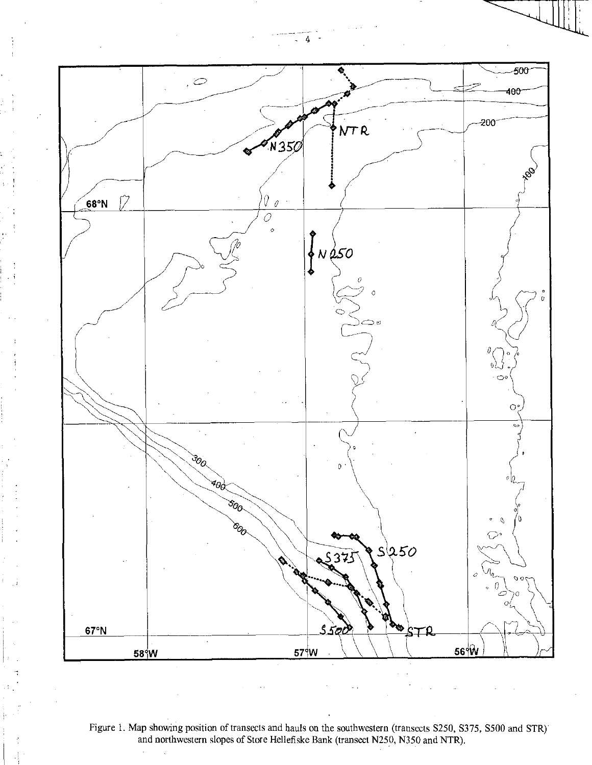500

400

200

100

NTR

N350

68°N

N250

300

400

500

600

S375

S250

S500

STR

67°N

58°W

57°W

56°W

Figure 1. Map showing position of transects and hauls on the southwestern (transects S250, S375, S500 and STR) and northwestern slopes of Store Hellefiske Bank (transect N250, N350 and NTR).